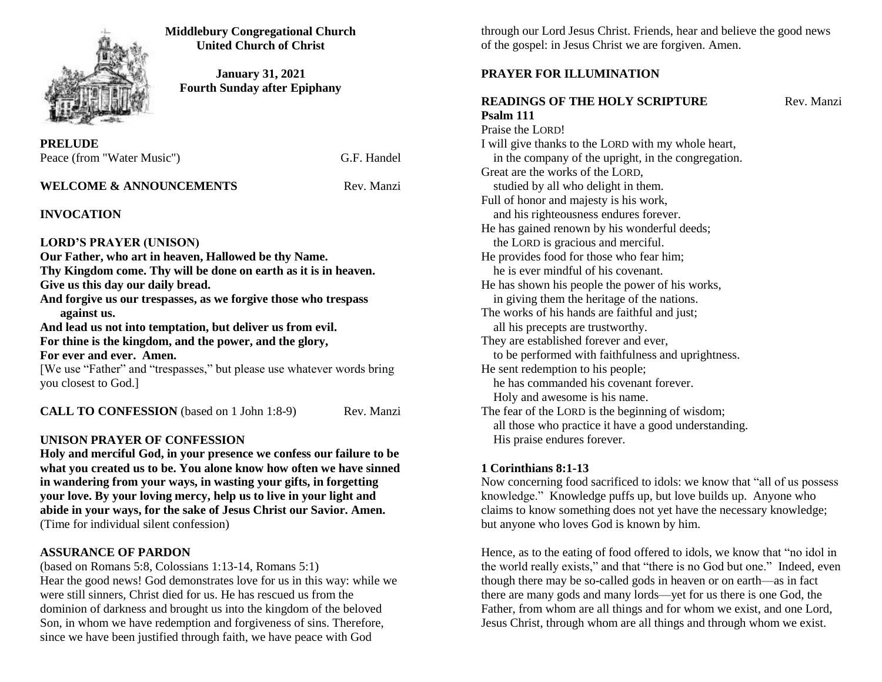**Middlebury Congregational Church**
**United Church of Christ**

**January 31, 2021**
**Fourth Sunday after Epiphany**

**PRELUDE**
Peace (from "Water Music") G.F. Handel

**WELCOME & ANNOUNCEMENTS** Rev. Manzi

**INVOCATION**

**LORD'S PRAYER (UNISON)**
**Our Father, who art in heaven, Hallowed be thy Name.**
**Thy Kingdom come. Thy will be done on earth as it is in heaven.**
**Give us this day our daily bread.**
**And forgive us our trespasses, as we forgive those who trespass against us.**
**And lead us not into temptation, but deliver us from evil.**
**For thine is the kingdom, and the power, and the glory,**
**For ever and ever. Amen.**
[We use "Father" and "trespasses," but please use whatever words bring you closest to God.]

**CALL TO CONFESSION** (based on 1 John 1:8-9) Rev. Manzi

**UNISON PRAYER OF CONFESSION**
**Holy and merciful God, in your presence we confess our failure to be what you created us to be. You alone know how often we have sinned in wandering from your ways, in wasting your gifts, in forgetting your love. By your loving mercy, help us to live in your light and abide in your ways, for the sake of Jesus Christ our Savior. Amen.**
(Time for individual silent confession)

**ASSURANCE OF PARDON**
(based on Romans 5:8, Colossians 1:13-14, Romans 5:1)
Hear the good news! God demonstrates love for us in this way: while we were still sinners, Christ died for us. He has rescued us from the dominion of darkness and brought us into the kingdom of the beloved Son, in whom we have redemption and forgiveness of sins. Therefore, since we have been justified through faith, we have peace with God through our Lord Jesus Christ. Friends, hear and believe the good news of the gospel: in Jesus Christ we are forgiven. Amen.

**PRAYER FOR ILLUMINATION**

**READINGS OF THE HOLY SCRIPTURE** Rev. Manzi

**Psalm 111**
Praise the LORD!
I will give thanks to the LORD with my whole heart,
in the company of the upright, in the congregation.
Great are the works of the LORD,
studied by all who delight in them.
Full of honor and majesty is his work,
and his righteousness endures forever.
He has gained renown by his wonderful deeds;
the LORD is gracious and merciful.
He provides food for those who fear him;
he is ever mindful of his covenant.
He has shown his people the power of his works,
in giving them the heritage of the nations.
The works of his hands are faithful and just;
all his precepts are trustworthy.
They are established forever and ever,
to be performed with faithfulness and uprightness.
He sent redemption to his people;
he has commanded his covenant forever.
Holy and awesome is his name.
The fear of the LORD is the beginning of wisdom;
all those who practice it have a good understanding.
His praise endures forever.

**1 Corinthians 8:1-13**
Now concerning food sacrificed to idols: we know that "all of us possess knowledge." Knowledge puffs up, but love builds up. Anyone who claims to know something does not yet have the necessary knowledge; but anyone who loves God is known by him.

Hence, as to the eating of food offered to idols, we know that "no idol in the world really exists," and that "there is no God but one." Indeed, even though there may be so-called gods in heaven or on earth—as in fact there are many gods and many lords—yet for us there is one God, the Father, from whom are all things and for whom we exist, and one Lord, Jesus Christ, through whom are all things and through whom we exist.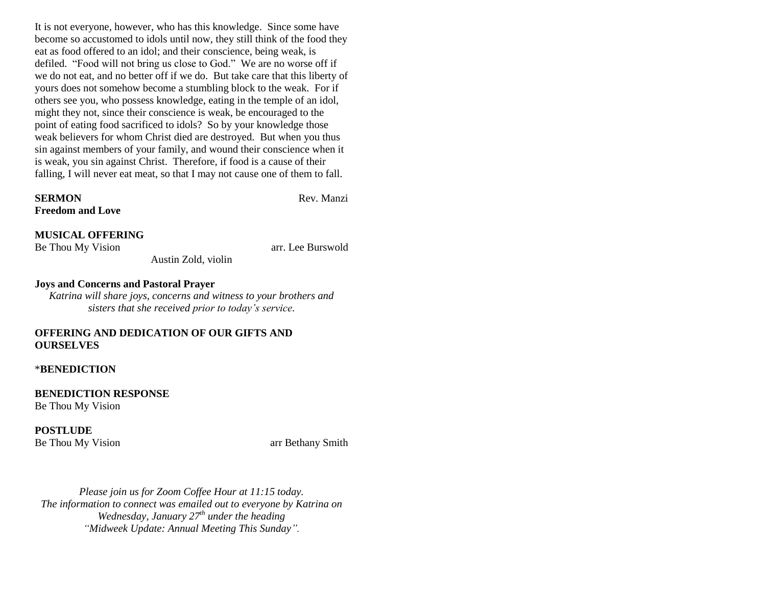It is not everyone, however, who has this knowledge. Since some have become so accustomed to idols until now, they still think of the food they eat as food offered to an idol; and their conscience, being weak, is defiled. "Food will not bring us close to God." We are no worse off if we do not eat, and no better off if we do. But take care that this liberty of yours does not somehow become a stumbling block to the weak. For if others see you, who possess knowledge, eating in the temple of an idol, might they not, since their conscience is weak, be encouraged to the point of eating food sacrificed to idols? So by your knowledge those weak believers for whom Christ died are destroyed. But when you thus sin against members of your family, and wound their conscience when it is weak, you sin against Christ. Therefore, if food is a cause of their falling, I will never eat meat, so that I may not cause one of them to fall.

**SERMON** Rev. Manzi
**Freedom and Love**

**MUSICAL OFFERING**
Be Thou My Vision arr. Lee Burswold
Austin Zold, violin

**Joys and Concerns and Pastoral Prayer**
*Katrina will share joys, concerns and witness to your brothers and sisters that she received prior to today's service.*

**OFFERING AND DEDICATION OF OUR GIFTS AND OURSELVES**

\***BENEDICTION**

**BENEDICTION RESPONSE**
Be Thou My Vision

**POSTLUDE**
Be Thou My Vision arr Bethany Smith

*Please join us for Zoom Coffee Hour at 11:15 today.*
*The information to connect was emailed out to everyone by Katrina on Wednesday, January 27th under the heading "Midweek Update: Annual Meeting This Sunday".*